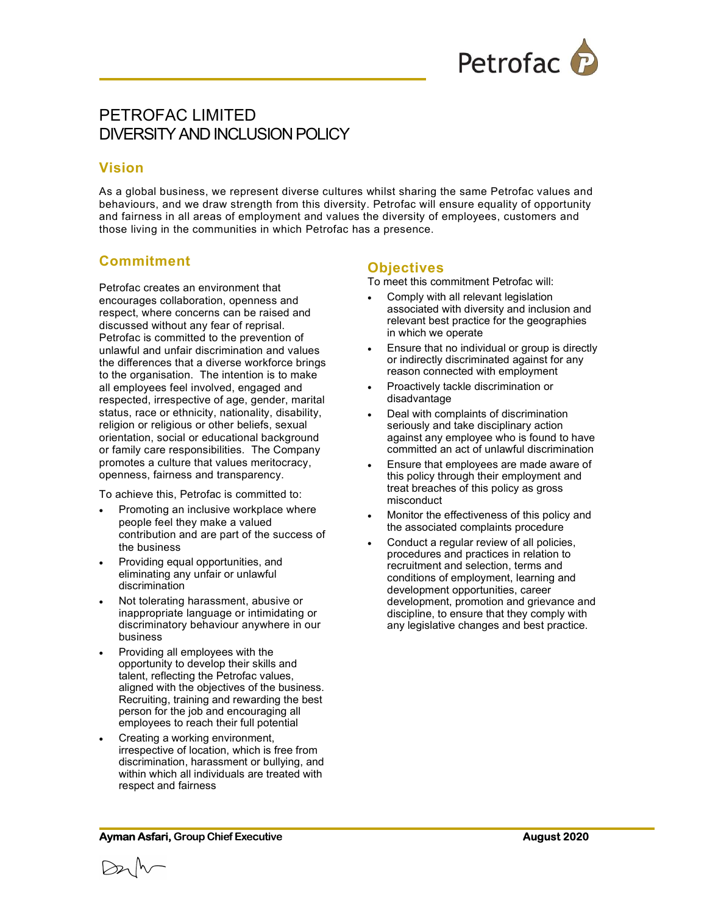# PETROFAC LIMITED
# DIVERSITY AND INCLUSION POLICY

## Vision

As a global business, we represent diverse cultures whilst sharing the same Petrofac values and behaviours, and we draw strength from this diversity. Petrofac will ensure equality of opportunity and fairness in all areas of employment and values the diversity of employees, customers and those living in the communities in which Petrofac has a presence.

## Commitment

Petrofac creates an environment that encourages collaboration, openness and respect, where concerns can be raised and discussed without any fear of reprisal. Petrofac is committed to the prevention of unlawful and unfair discrimination and values the differences that a diverse workforce brings to the organisation. The intention is to make all employees feel involved, engaged and respected, irrespective of age, gender, marital status, race or ethnicity, nationality, disability, religion or religious or other beliefs, sexual orientation, social or educational background or family care responsibilities. The Company promotes a culture that values meritocracy, openness, fairness and transparency.

To achieve this, Petrofac is committed to:

- Promoting an inclusive workplace where people feel they make a valued contribution and are part of the success of the business
- Providing equal opportunities, and eliminating any unfair or unlawful discrimination
- Not tolerating harassment, abusive or inappropriate language or intimidating or discriminatory behaviour anywhere in our business
- Providing all employees with the opportunity to develop their skills and talent, reflecting the Petrofac values, aligned with the objectives of the business. Recruiting, training and rewarding the best person for the job and encouraging all employees to reach their full potential
- Creating a working environment, irrespective of location, which is free from discrimination, harassment or bullying, and within which all individuals are treated with respect and fairness

## Objectives

To meet this commitment Petrofac will:

- Comply with all relevant legislation associated with diversity and inclusion and relevant best practice for the geographies in which we operate
- Ensure that no individual or group is directly or indirectly discriminated against for any reason connected with employment
- Proactively tackle discrimination or disadvantage
- Deal with complaints of discrimination seriously and take disciplinary action against any employee who is found to have committed an act of unlawful discrimination
- Ensure that employees are made aware of this policy through their employment and treat breaches of this policy as gross misconduct
- Monitor the effectiveness of this policy and the associated complaints procedure
- Conduct a regular review of all policies, procedures and practices in relation to recruitment and selection, terms and conditions of employment, learning and development opportunities, career development, promotion and grievance and discipline, to ensure that they comply with any legislative changes and best practice.

**Ayman Asfari,** **Group Chief Executive** **August 2020**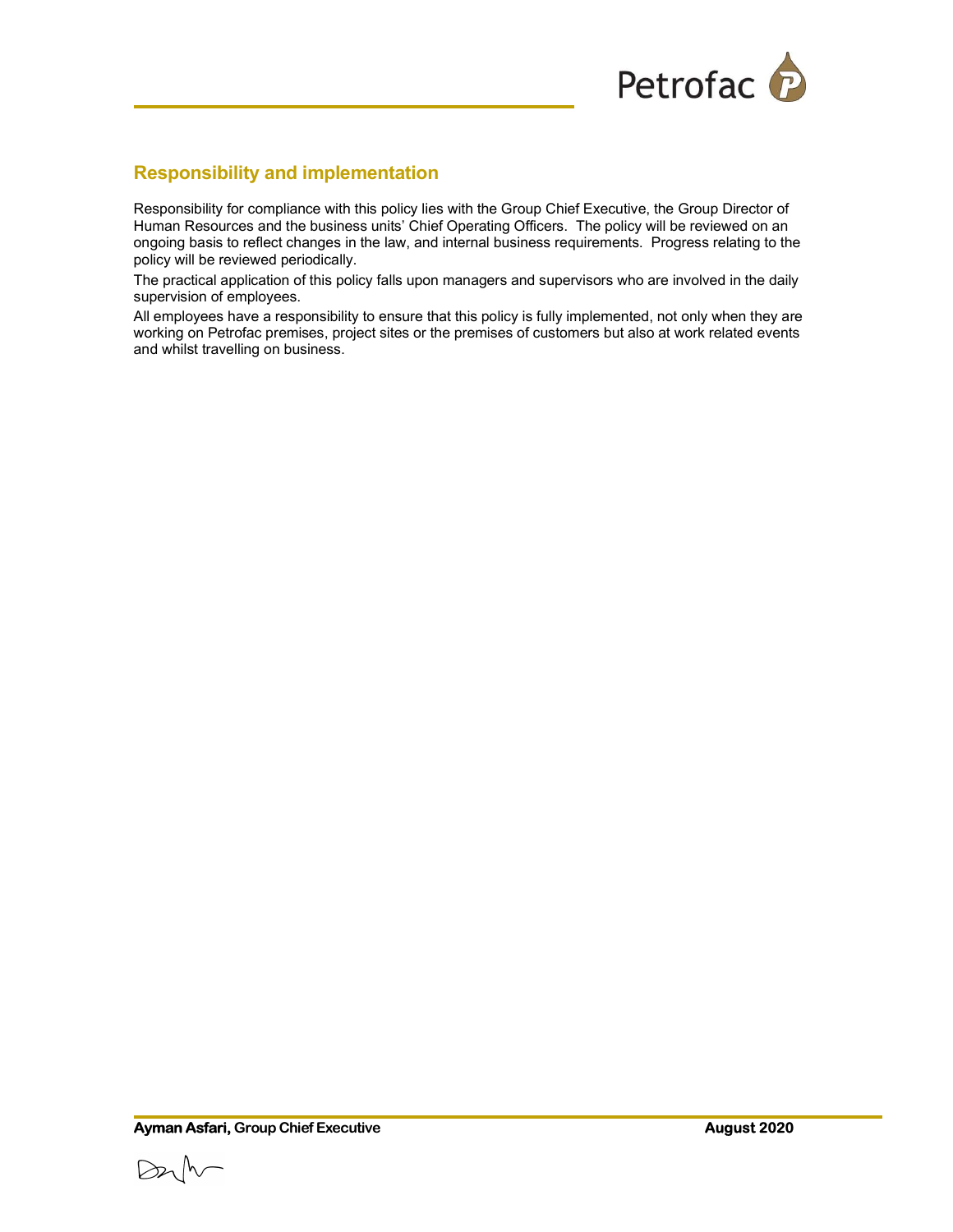## Responsibility and implementation

Responsibility for compliance with this policy lies with the Group Chief Executive, the Group Director of Human Resources and the business units' Chief Operating Officers. The policy will be reviewed on an ongoing basis to reflect changes in the law, and internal business requirements. Progress relating to the policy will be reviewed periodically.

The practical application of this policy falls upon managers and supervisors who are involved in the daily supervision of employees.

All employees have a responsibility to ensure that this policy is fully implemented, not only when they are working on Petrofac premises, project sites or the premises of customers but also at work related events and whilst travelling on business.

**Ayman Asfari,** **Group Chief Executive** **August 2020**